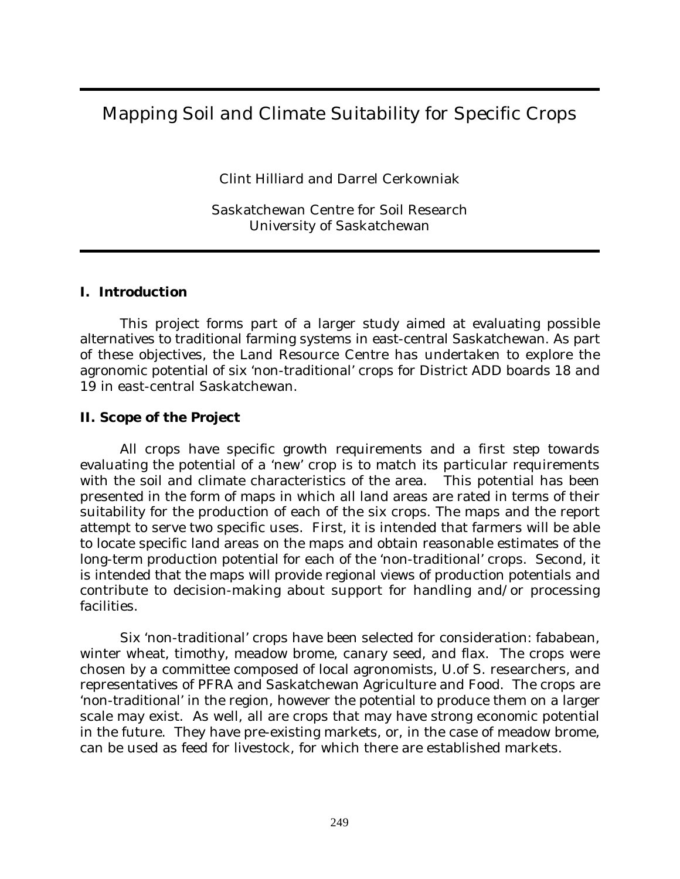# Mapping Soil and Climate Suitability for Specific Crops

Clint Hilliard and Darrel Cerkowniak

Saskatchewan Centre for Soil Research
University of Saskatchewan

## I. Introduction

This project forms part of a larger study aimed at evaluating possible alternatives to traditional farming systems in east-central Saskatchewan. As part of these objectives, the Land Resource Centre has undertaken to explore the agronomic potential of six 'non-traditional' crops for District ADD boards 18 and 19 in east-central Saskatchewan.

## II. Scope of the Project

All crops have specific growth requirements and a first step towards evaluating the potential of a 'new' crop is to match its particular requirements with the soil and climate characteristics of the area. This potential has been presented in the form of maps in which all land areas are rated in terms of their suitability for the production of each of the six crops. The maps and the report attempt to serve two specific uses. First, it is intended that farmers will be able to locate specific land areas on the maps and obtain reasonable estimates of the long-term production potential for each of the 'non-traditional' crops. Second, it is intended that the maps will provide regional views of production potentials and contribute to decision-making about support for handling and/or processing facilities.

Six 'non-traditional' crops have been selected for consideration: fababean, winter wheat, timothy, meadow brome, canary seed, and flax. The crops were chosen by a committee composed of local agronomists, U.of S. researchers, and representatives of PFRA and Saskatchewan Agriculture and Food. The crops are 'non-traditional' in the region, however the potential to produce them on a larger scale may exist. As well, all are crops that may have strong economic potential in the future. They have pre-existing markets, or, in the case of meadow brome, can be used as feed for livestock, for which there are established markets.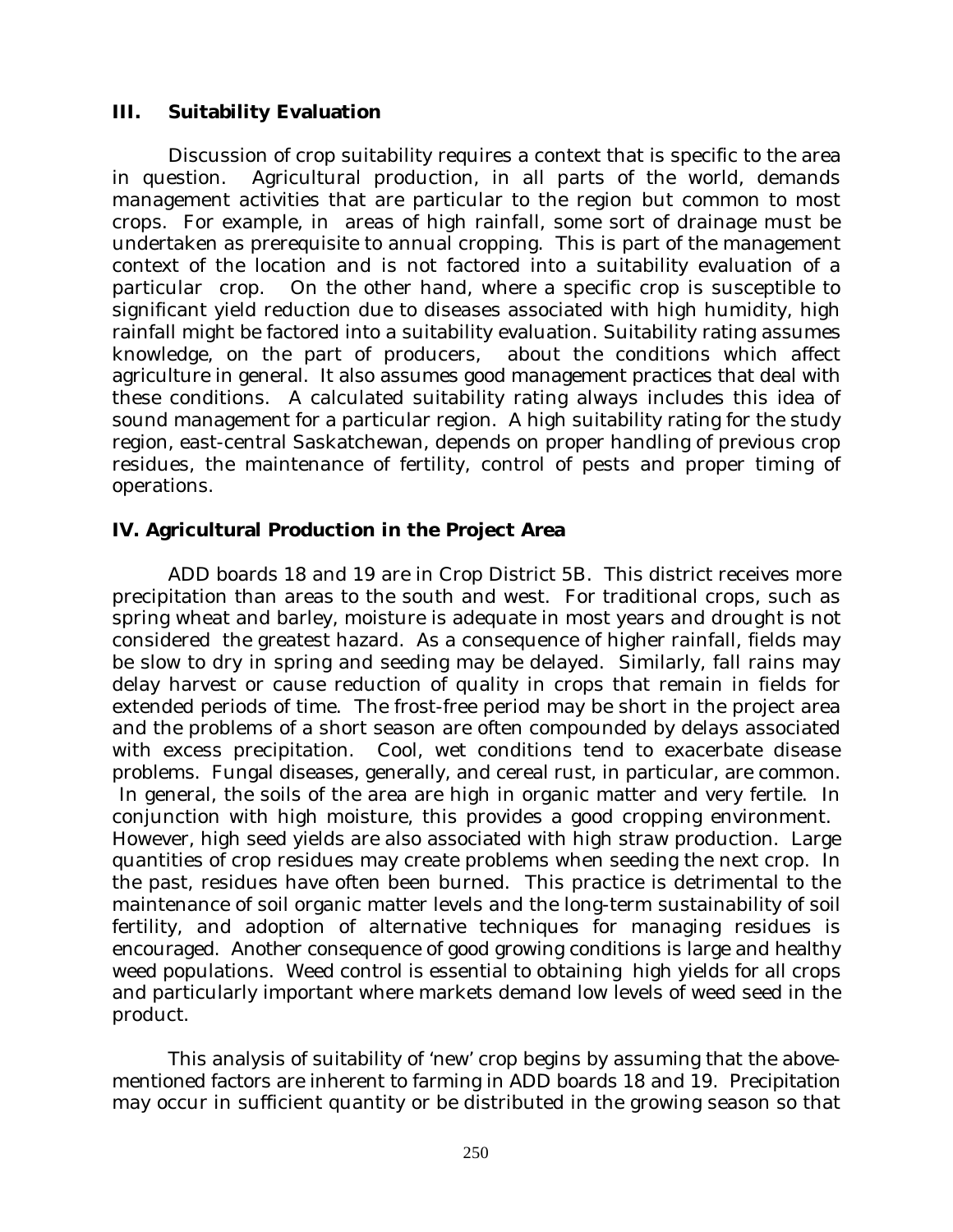## III. Suitability Evaluation

Discussion of crop suitability requires a context that is specific to the area in question. Agricultural production, in all parts of the world, demands management activities that are particular to the region but common to most crops. For example, in areas of high rainfall, some sort of drainage must be undertaken as prerequisite to annual cropping. This is part of the management context of the location and is not factored into a suitability evaluation of a particular crop. On the other hand, where a specific crop is susceptible to significant yield reduction due to diseases associated with high humidity, high rainfall might be factored into a suitability evaluation. Suitability rating assumes knowledge, on the part of producers, about the conditions which affect agriculture in general. It also assumes good management practices that deal with these conditions. A calculated suitability rating always includes this idea of sound management for a particular region. A high suitability rating for the study region, east-central Saskatchewan, depends on proper handling of previous crop residues, the maintenance of fertility, control of pests and proper timing of operations.

## IV. Agricultural Production in the Project Area

ADD boards 18 and 19 are in Crop District 5B. This district receives more precipitation than areas to the south and west. For traditional crops, such as spring wheat and barley, moisture is adequate in most years and drought is not considered the greatest hazard. As a consequence of higher rainfall, fields may be slow to dry in spring and seeding may be delayed. Similarly, fall rains may delay harvest or cause reduction of quality in crops that remain in fields for extended periods of time. The frost-free period may be short in the project area and the problems of a short season are often compounded by delays associated with excess precipitation. Cool, wet conditions tend to exacerbate disease problems. Fungal diseases, generally, and cereal rust, in particular, are common. In general, the soils of the area are high in organic matter and very fertile. In conjunction with high moisture, this provides a good cropping environment. However, high seed yields are also associated with high straw production. Large quantities of crop residues may create problems when seeding the next crop. In the past, residues have often been burned. This practice is detrimental to the maintenance of soil organic matter levels and the long-term sustainability of soil fertility, and adoption of alternative techniques for managing residues is encouraged. Another consequence of good growing conditions is large and healthy weed populations. Weed control is essential to obtaining high yields for all crops and particularly important where markets demand low levels of weed seed in the product.

This analysis of suitability of 'new' crop begins by assuming that the above-mentioned factors are inherent to farming in ADD boards 18 and 19. Precipitation may occur in sufficient quantity or be distributed in the growing season so that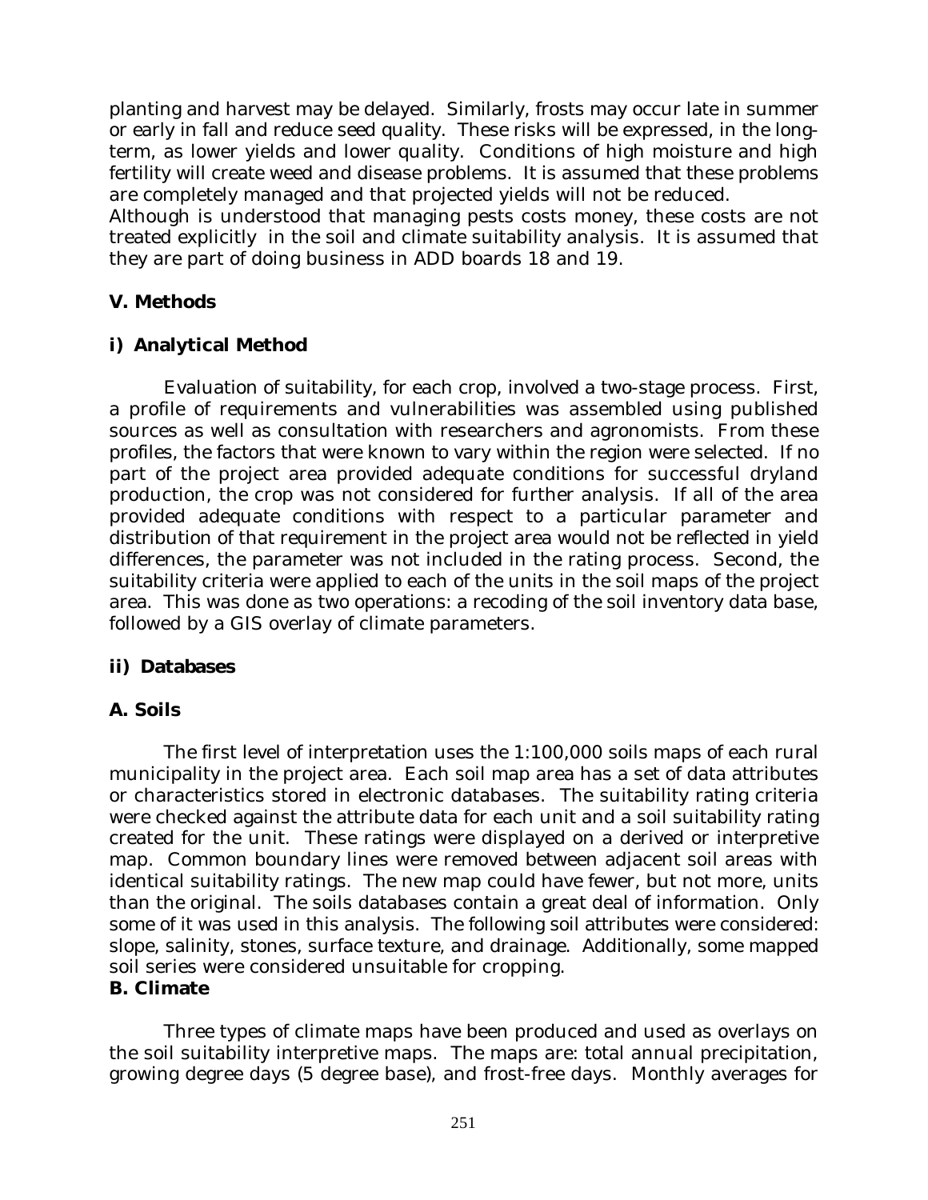planting and harvest may be delayed. Similarly, frosts may occur late in summer or early in fall and reduce seed quality. These risks will be expressed, in the long-term, as lower yields and lower quality. Conditions of high moisture and high fertility will create weed and disease problems. It is assumed that these problems are completely managed and that projected yields will not be reduced.
Although is understood that managing pests costs money, these costs are not treated explicitly in the soil and climate suitability analysis. It is assumed that they are part of doing business in ADD boards 18 and 19.

## V. Methods

### i) Analytical Method

Evaluation of suitability, for each crop, involved a two-stage process. First, a profile of requirements and vulnerabilities was assembled using published sources as well as consultation with researchers and agronomists. From these profiles, the factors that were known to vary within the region were selected. If no part of the project area provided adequate conditions for successful dryland production, the crop was not considered for further analysis. If all of the area provided adequate conditions with respect to a particular parameter and distribution of that requirement in the project area would not be reflected in yield differences, the parameter was not included in the rating process. Second, the suitability criteria were applied to each of the units in the soil maps of the project area. This was done as two operations: a recoding of the soil inventory data base, followed by a GIS overlay of climate parameters.

### ii) Databases

#### A. Soils

The first level of interpretation uses the 1:100,000 soils maps of each rural municipality in the project area. Each soil map area has a set of data attributes or characteristics stored in electronic databases. The suitability rating criteria were checked against the attribute data for each unit and a soil suitability rating created for the unit. These ratings were displayed on a derived or interpretive map. Common boundary lines were removed between adjacent soil areas with identical suitability ratings. The new map could have fewer, but not more, units than the original. The soils databases contain a great deal of information. Only some of it was used in this analysis. The following soil attributes were considered: slope, salinity, stones, surface texture, and drainage. Additionally, some mapped soil series were considered unsuitable for cropping.

#### B. Climate

Three types of climate maps have been produced and used as overlays on the soil suitability interpretive maps. The maps are: total annual precipitation, growing degree days (5 degree base), and frost-free days. Monthly averages for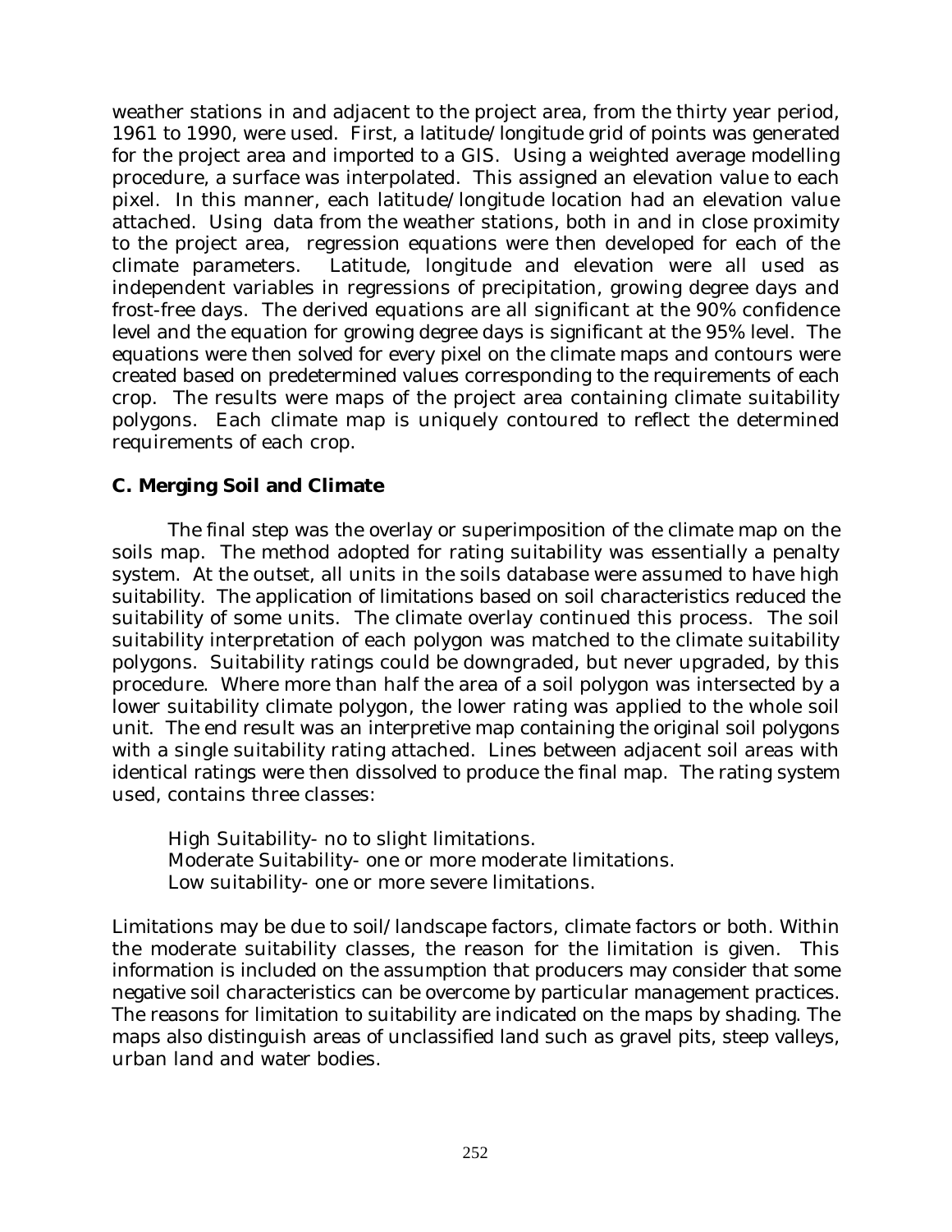weather stations in and adjacent to the project area, from the thirty year period, 1961 to 1990, were used. First, a latitude/longitude grid of points was generated for the project area and imported to a GIS. Using a weighted average modelling procedure, a surface was interpolated. This assigned an elevation value to each pixel. In this manner, each latitude/longitude location had an elevation value attached. Using data from the weather stations, both in and in close proximity to the project area, regression equations were then developed for each of the climate parameters. Latitude, longitude and elevation were all used as independent variables in regressions of precipitation, growing degree days and frost-free days. The derived equations are all significant at the 90% confidence level and the equation for growing degree days is significant at the 95% level. The equations were then solved for every pixel on the climate maps and contours were created based on predetermined values corresponding to the requirements of each crop. The results were maps of the project area containing climate suitability polygons. Each climate map is uniquely contoured to reflect the determined requirements of each crop.

### C. Merging Soil and Climate

The final step was the overlay or superimposition of the climate map on the soils map. The method adopted for rating suitability was essentially a penalty system. At the outset, all units in the soils database were assumed to have high suitability. The application of limitations based on soil characteristics reduced the suitability of some units. The climate overlay continued this process. The soil suitability interpretation of each polygon was matched to the climate suitability polygons. Suitability ratings could be downgraded, but never upgraded, by this procedure. Where more than half the area of a soil polygon was intersected by a lower suitability climate polygon, the lower rating was applied to the whole soil unit. The end result was an interpretive map containing the original soil polygons with a single suitability rating attached. Lines between adjacent soil areas with identical ratings were then dissolved to produce the final map. The rating system used, contains three classes:

High Suitability- no to slight limitations.
Moderate Suitability- one or more moderate limitations.
Low suitability- one or more severe limitations.

Limitations may be due to soil/landscape factors, climate factors or both. Within the moderate suitability classes, the reason for the limitation is given. This information is included on the assumption that producers may consider that some negative soil characteristics can be overcome by particular management practices. The reasons for limitation to suitability are indicated on the maps by shading. The maps also distinguish areas of unclassified land such as gravel pits, steep valleys, urban land and water bodies.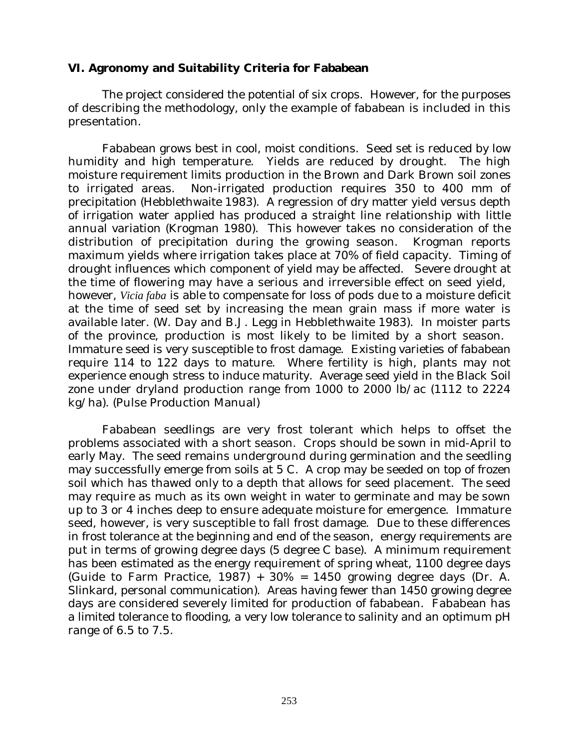## VI. Agronomy and Suitability Criteria for Fababean

The project considered the potential of six crops. However, for the purposes of describing the methodology, only the example of fababean is included in this presentation.

Fababean grows best in cool, moist conditions. Seed set is reduced by low humidity and high temperature. Yields are reduced by drought. The high moisture requirement limits production in the Brown and Dark Brown soil zones to irrigated areas. Non-irrigated production requires 350 to 400 mm of precipitation (Hebblethwaite 1983). A regression of dry matter yield versus depth of irrigation water applied has produced a straight line relationship with little annual variation (Krogman 1980). This however takes no consideration of the distribution of precipitation during the growing season. Krogman reports maximum yields where irrigation takes place at 70% of field capacity. Timing of drought influences which component of yield may be affected. Severe drought at the time of flowering may have a serious and irreversible effect on seed yield, however, *Vicia faba* is able to compensate for loss of pods due to a moisture deficit at the time of seed set by increasing the mean grain mass if more water is available later. (W. Day and B.J. Legg in Hebblethwaite 1983). In moister parts of the province, production is most likely to be limited by a short season. Immature seed is very susceptible to frost damage. Existing varieties of fababean require 114 to 122 days to mature. Where fertility is high, plants may not experience enough stress to induce maturity. Average seed yield in the Black Soil zone under dryland production range from 1000 to 2000 lb/ac (1112 to 2224 kg/ha). (Pulse Production Manual)

Fababean seedlings are very frost tolerant which helps to offset the problems associated with a short season. Crops should be sown in mid-April to early May. The seed remains underground during germination and the seedling may successfully emerge from soils at 5 C. A crop may be seeded on top of frozen soil which has thawed only to a depth that allows for seed placement. The seed may require as much as its own weight in water to germinate and may be sown up to 3 or 4 inches deep to ensure adequate moisture for emergence. Immature seed, however, is very susceptible to fall frost damage. Due to these differences in frost tolerance at the beginning and end of the season, energy requirements are put in terms of growing degree days (5 degree C base). A minimum requirement has been estimated as the energy requirement of spring wheat, 1100 degree days (Guide to Farm Practice, 1987) + 30% = 1450 growing degree days (Dr. A. Slinkard, personal communication). Areas having fewer than 1450 growing degree days are considered severely limited for production of fababean. Fababean has a limited tolerance to flooding, a very low tolerance to salinity and an optimum pH range of 6.5 to 7.5.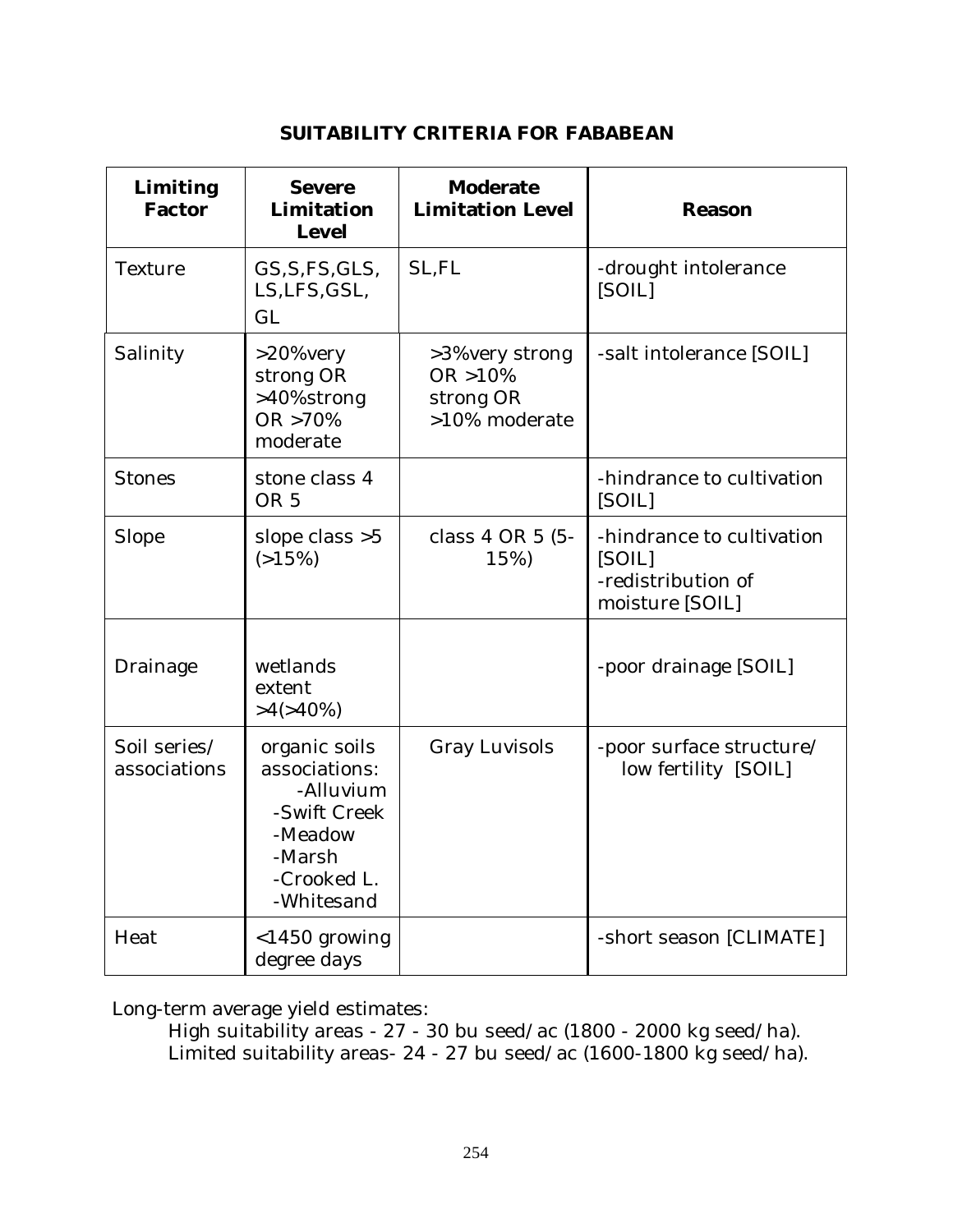## SUITABILITY CRITERIA FOR FABABEAN

| Limiting Factor | Severe Limitation Level | Moderate Limitation Level | Reason |
|---|---|---|---|
| Texture | GS,S,FS,GLS, LS,LFS,GSL, GL | SL,FL | -drought intolerance [SOIL] |
| Salinity | >20%very strong OR >40%strong OR >70% moderate | >3%very strong OR >10% strong OR >10% moderate | -salt intolerance [SOIL] |
| Stones | stone class 4 OR 5 | | -hindrance to cultivation [SOIL] |
| Slope | slope class >5 (>15%) | class 4 OR 5 (5-15%) | -hindrance to cultivation [SOIL] -redistribution of moisture [SOIL] |
| Drainage | wetlands extent >4(>40%) | | -poor drainage [SOIL] |
| Soil series/ associations | organic soils associations: -Alluvium -Swift Creek -Meadow -Marsh -Crooked L. -Whitesand | Gray Luvisols | -poor surface structure/ low fertility [SOIL] |
| Heat | <1450 growing degree days | | -short season [CLIMATE] |

Long-term average yield estimates:

High suitability areas - 27 - 30 bu seed/ac (1800 - 2000 kg seed/ha).
Limited suitability areas- 24 - 27 bu seed/ac (1600-1800 kg seed/ha).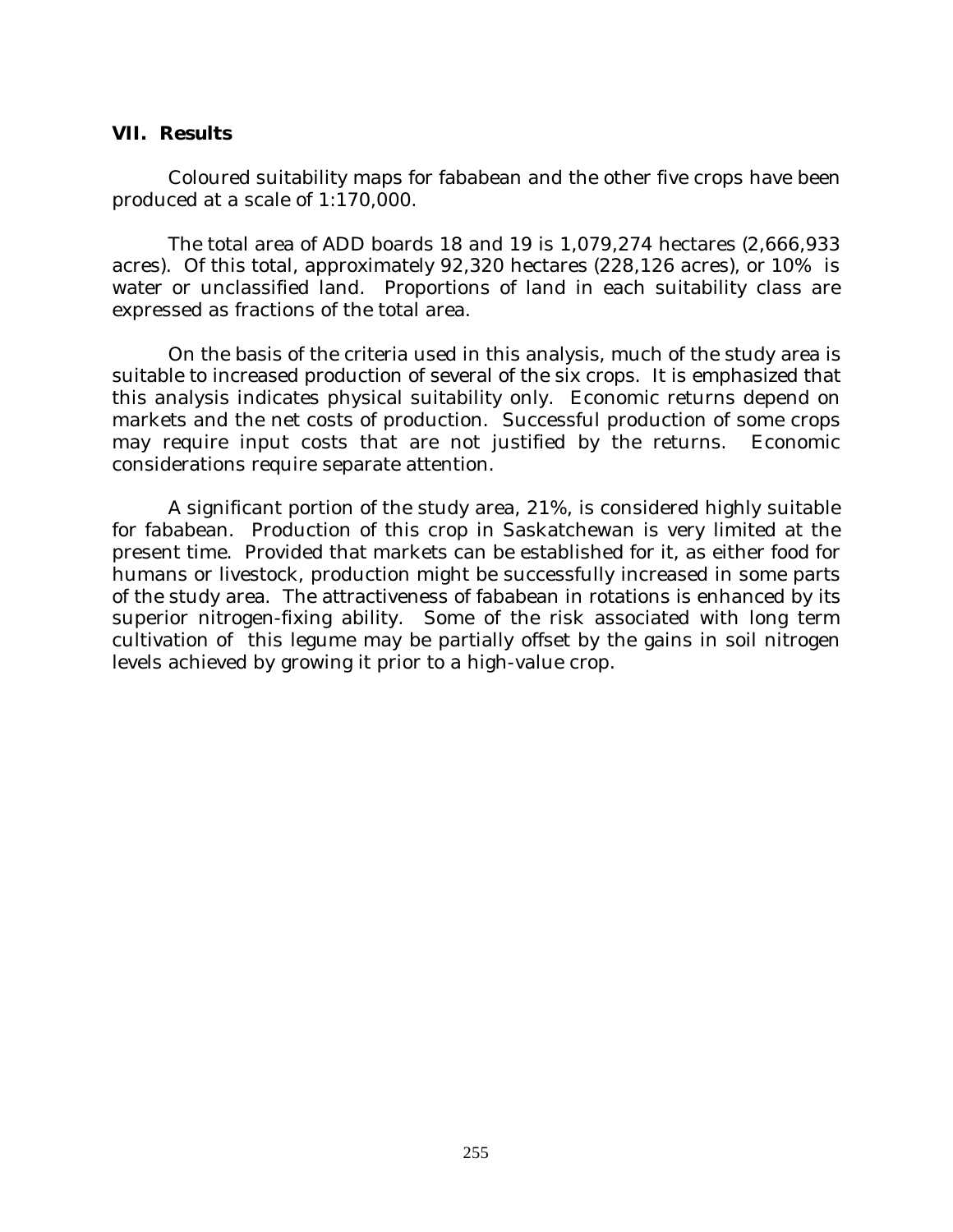## VII. Results

Coloured suitability maps for fababean and the other five crops have been produced at a scale of 1:170,000.

The total area of ADD boards 18 and 19 is 1,079,274 hectares (2,666,933 acres). Of this total, approximately 92,320 hectares (228,126 acres), or 10% is water or unclassified land. Proportions of land in each suitability class are expressed as fractions of the total area.

On the basis of the criteria used in this analysis, much of the study area is suitable to increased production of several of the six crops. It is emphasized that this analysis indicates physical suitability only. Economic returns depend on markets and the net costs of production. Successful production of some crops may require input costs that are not justified by the returns. Economic considerations require separate attention.

A significant portion of the study area, 21%, is considered highly suitable for fababean. Production of this crop in Saskatchewan is very limited at the present time. Provided that markets can be established for it, as either food for humans or livestock, production might be successfully increased in some parts of the study area. The attractiveness of fababean in rotations is enhanced by its superior nitrogen-fixing ability. Some of the risk associated with long term cultivation of this legume may be partially offset by the gains in soil nitrogen levels achieved by growing it prior to a high-value crop.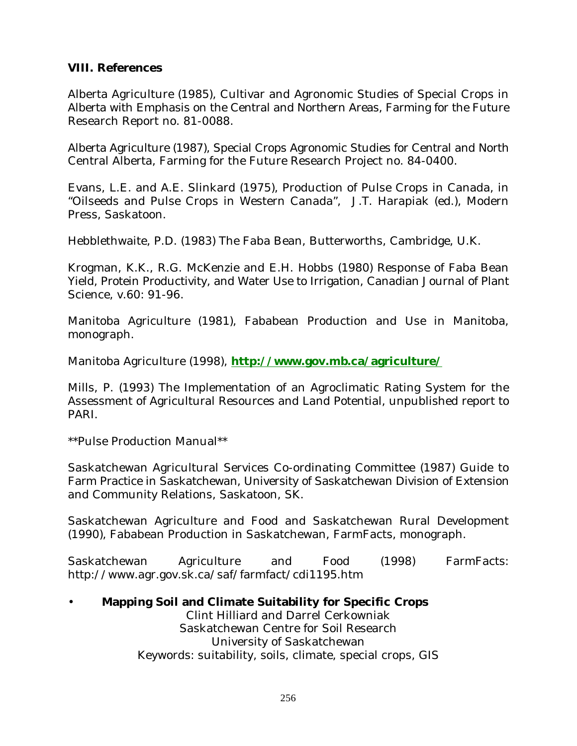## VIII. References

Alberta Agriculture (1985), Cultivar and Agronomic Studies of Special Crops in Alberta with Emphasis on the Central and Northern Areas, Farming for the Future Research Report no. 81-0088.

Alberta Agriculture (1987), Special Crops Agronomic Studies for Central and North Central Alberta, Farming for the Future Research Project no. 84-0400.

Evans, L.E. and A.E. Slinkard (1975), Production of Pulse Crops in Canada, in "Oilseeds and Pulse Crops in Western Canada", J.T. Harapiak (ed.), Modern Press, Saskatoon.

Hebblethwaite, P.D. (1983) The Faba Bean, Butterworths, Cambridge, U.K.

Krogman, K.K., R.G. McKenzie and E.H. Hobbs (1980) Response of Faba Bean Yield, Protein Productivity, and Water Use to Irrigation, Canadian Journal of Plant Science, v.60: 91-96.

Manitoba Agriculture (1981), Fababean Production and Use in Manitoba, monograph.

Manitoba Agriculture (1998), **http://www.gov.mb.ca/agriculture/**

Mills, P. (1993) The Implementation of an Agroclimatic Rating System for the Assessment of Agricultural Resources and Land Potential, unpublished report to PARI.

**Pulse Production Manual**

Saskatchewan Agricultural Services Co-ordinating Committee (1987) Guide to Farm Practice in Saskatchewan, University of Saskatchewan Division of Extension and Community Relations, Saskatoon, SK.

Saskatchewan Agriculture and Food and Saskatchewan Rural Development (1990), Fababean Production in Saskatchewan, FarmFacts, monograph.

Saskatchewan Agriculture and Food (1998) FarmFacts: http://www.agr.gov.sk.ca/saf/farmfact/cdi1195.htm

- **Mapping Soil and Climate Suitability for Specific Crops**

  Clint Hilliard and Darrel Cerkowniak
  Saskatchewan Centre for Soil Research
  University of Saskatchewan
  Keywords: suitability, soils, climate, special crops, GIS